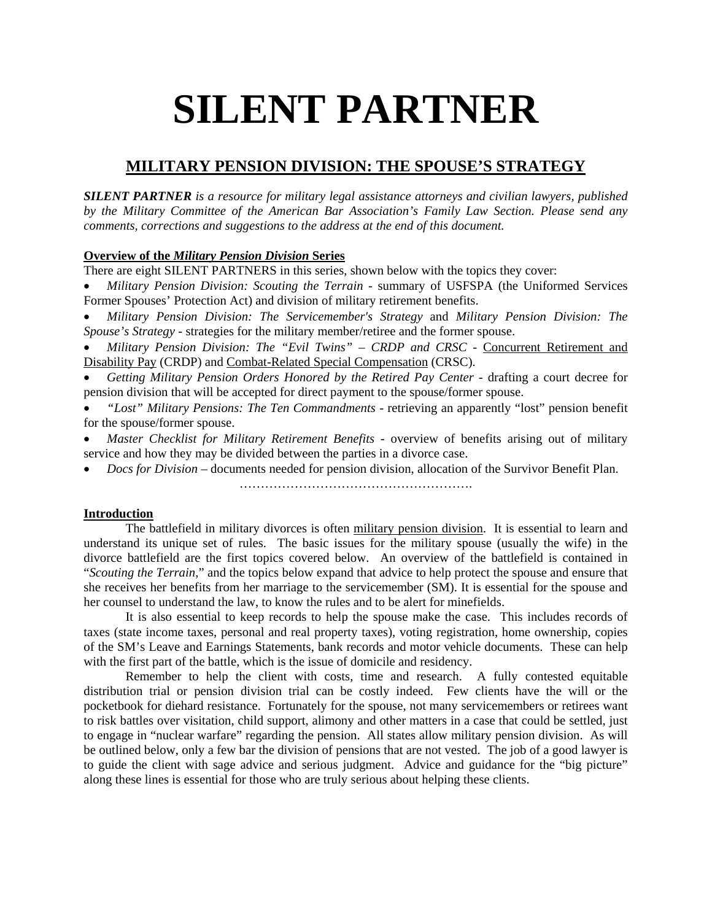# SILENT PARTNER

## MILITARY PENSION DIVISION: THE SPOUSE'S STRATEGY

***SILENT PARTNER** is a resource for military legal assistance attorneys and civilian lawyers, published by the Military Committee of the American Bar Association's Family Law Section. Please send any comments, corrections and suggestions to the address at the end of this document.*

**Overview of the *Military Pension Division* Series**

There are eight SILENT PARTNERS in this series, shown below with the topics they cover:

- *Military Pension Division: Scouting the Terrain* - summary of USFSPA (the Uniformed Services Former Spouses' Protection Act) and division of military retirement benefits.
- *Military Pension Division: The Servicemember's Strategy* and *Military Pension Division: The Spouse's Strategy* - strategies for the military member/retiree and the former spouse.
- *Military Pension Division: The "Evil Twins" – CRDP and CRSC* - Concurrent Retirement and Disability Pay (CRDP) and Combat-Related Special Compensation (CRSC).
- *Getting Military Pension Orders Honored by the Retired Pay Center* - drafting a court decree for pension division that will be accepted for direct payment to the spouse/former spouse.
- *"Lost" Military Pensions: The Ten Commandments* - retrieving an apparently "lost" pension benefit for the spouse/former spouse.
- *Master Checklist for Military Retirement Benefits* - overview of benefits arising out of military service and how they may be divided between the parties in a divorce case.
- *Docs for Division* – documents needed for pension division, allocation of the Survivor Benefit Plan.

……………………………………………….

**Introduction**

The battlefield in military divorces is often military pension division. It is essential to learn and understand its unique set of rules. The basic issues for the military spouse (usually the wife) in the divorce battlefield are the first topics covered below. An overview of the battlefield is contained in "*Scouting the Terrain*," and the topics below expand that advice to help protect the spouse and ensure that she receives her benefits from her marriage to the servicemember (SM). It is essential for the spouse and her counsel to understand the law, to know the rules and to be alert for minefields.

It is also essential to keep records to help the spouse make the case. This includes records of taxes (state income taxes, personal and real property taxes), voting registration, home ownership, copies of the SM's Leave and Earnings Statements, bank records and motor vehicle documents. These can help with the first part of the battle, which is the issue of domicile and residency.

Remember to help the client with costs, time and research. A fully contested equitable distribution trial or pension division trial can be costly indeed. Few clients have the will or the pocketbook for diehard resistance. Fortunately for the spouse, not many servicemembers or retirees want to risk battles over visitation, child support, alimony and other matters in a case that could be settled, just to engage in "nuclear warfare" regarding the pension. All states allow military pension division. As will be outlined below, only a few bar the division of pensions that are not vested. The job of a good lawyer is to guide the client with sage advice and serious judgment. Advice and guidance for the "big picture" along these lines is essential for those who are truly serious about helping these clients.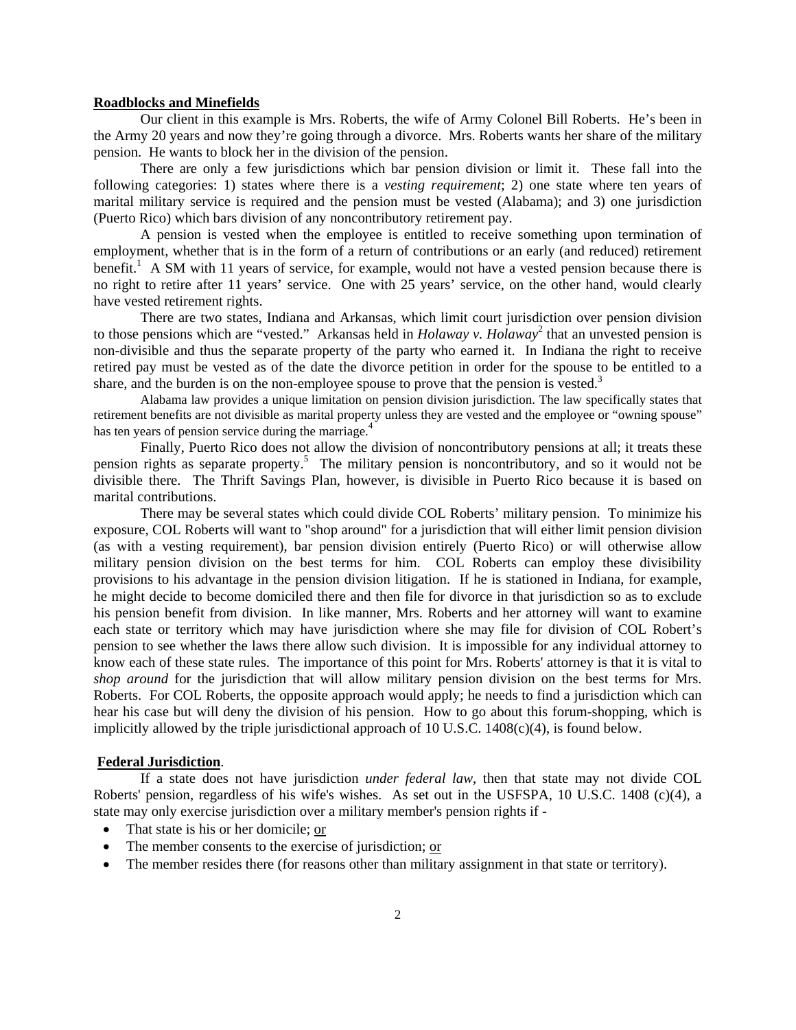**Roadblocks and Minefields**

Our client in this example is Mrs. Roberts, the wife of Army Colonel Bill Roberts. He's been in the Army 20 years and now they're going through a divorce. Mrs. Roberts wants her share of the military pension. He wants to block her in the division of the pension.

There are only a few jurisdictions which bar pension division or limit it. These fall into the following categories: 1) states where there is a *vesting requirement*; 2) one state where ten years of marital military service is required and the pension must be vested (Alabama); and 3) one jurisdiction (Puerto Rico) which bars division of any noncontributory retirement pay.

A pension is vested when the employee is entitled to receive something upon termination of employment, whether that is in the form of a return of contributions or an early (and reduced) retirement benefit.[1] A SM with 11 years of service, for example, would not have a vested pension because there is no right to retire after 11 years' service. One with 25 years' service, on the other hand, would clearly have vested retirement rights.

There are two states, Indiana and Arkansas, which limit court jurisdiction over pension division to those pensions which are "vested." Arkansas held in *Holaway v. Holaway*[2] that an unvested pension is non-divisible and thus the separate property of the party who earned it. In Indiana the right to receive retired pay must be vested as of the date the divorce petition in order for the spouse to be entitled to a share, and the burden is on the non-employee spouse to prove that the pension is vested.[3]

Alabama law provides a unique limitation on pension division jurisdiction. The law specifically states that retirement benefits are not divisible as marital property unless they are vested and the employee or "owning spouse" has ten years of pension service during the marriage.[4]

Finally, Puerto Rico does not allow the division of noncontributory pensions at all; it treats these pension rights as separate property.[5] The military pension is noncontributory, and so it would not be divisible there. The Thrift Savings Plan, however, is divisible in Puerto Rico because it is based on marital contributions.

There may be several states which could divide COL Roberts' military pension. To minimize his exposure, COL Roberts will want to "shop around" for a jurisdiction that will either limit pension division (as with a vesting requirement), bar pension division entirely (Puerto Rico) or will otherwise allow military pension division on the best terms for him. COL Roberts can employ these divisibility provisions to his advantage in the pension division litigation. If he is stationed in Indiana, for example, he might decide to become domiciled there and then file for divorce in that jurisdiction so as to exclude his pension benefit from division. In like manner, Mrs. Roberts and her attorney will want to examine each state or territory which may have jurisdiction where she may file for division of COL Robert's pension to see whether the laws there allow such division. It is impossible for any individual attorney to know each of these state rules. The importance of this point for Mrs. Roberts' attorney is that it is vital to *shop around* for the jurisdiction that will allow military pension division on the best terms for Mrs. Roberts. For COL Roberts, the opposite approach would apply; he needs to find a jurisdiction which can hear his case but will deny the division of his pension. How to go about this forum-shopping, which is implicitly allowed by the triple jurisdictional approach of 10 U.S.C. 1408(c)(4), is found below.

**Federal Jurisdiction**.

If a state does not have jurisdiction *under federal law*, then that state may not divide COL Roberts' pension, regardless of his wife's wishes. As set out in the USFSPA, 10 U.S.C. 1408 (c)(4), a state may only exercise jurisdiction over a military member's pension rights if -

- That state is his or her domicile; <u>or</u>
- The member consents to the exercise of jurisdiction; <u>or</u>
- The member resides there (for reasons other than military assignment in that state or territory).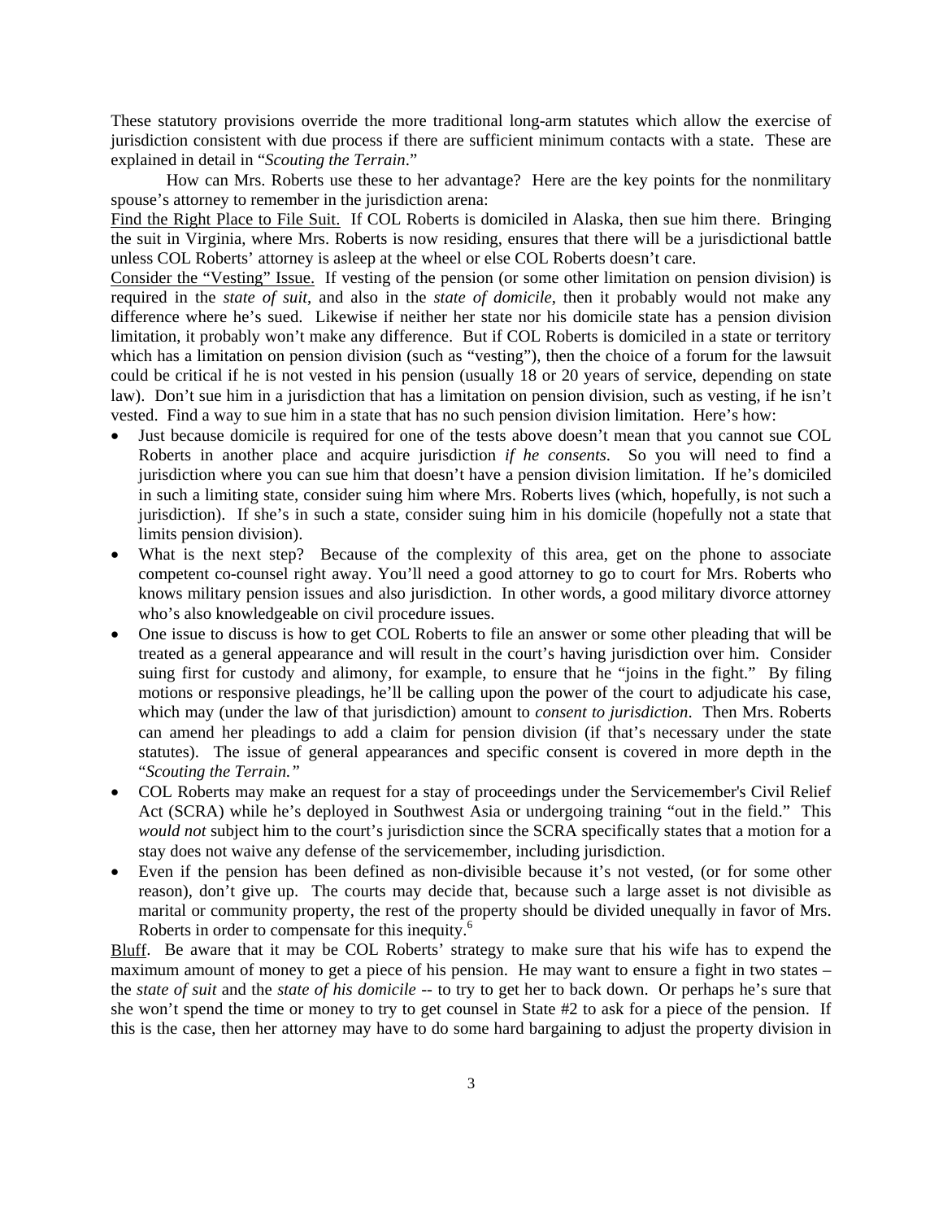These statutory provisions override the more traditional long-arm statutes which allow the exercise of jurisdiction consistent with due process if there are sufficient minimum contacts with a state. These are explained in detail in "*Scouting the Terrain*."

How can Mrs. Roberts use these to her advantage? Here are the key points for the nonmilitary spouse's attorney to remember in the jurisdiction arena:

<u>Find the Right Place to File Suit.</u> If COL Roberts is domiciled in Alaska, then sue him there. Bringing the suit in Virginia, where Mrs. Roberts is now residing, ensures that there will be a jurisdictional battle unless COL Roberts' attorney is asleep at the wheel or else COL Roberts doesn't care.

<u>Consider the "Vesting" Issue.</u> If vesting of the pension (or some other limitation on pension division) is required in the *state of suit*, and also in the *state of domicile*, then it probably would not make any difference where he's sued. Likewise if neither her state nor his domicile state has a pension division limitation, it probably won't make any difference. But if COL Roberts is domiciled in a state or territory which has a limitation on pension division (such as "vesting"), then the choice of a forum for the lawsuit could be critical if he is not vested in his pension (usually 18 or 20 years of service, depending on state law). Don't sue him in a jurisdiction that has a limitation on pension division, such as vesting, if he isn't vested. Find a way to sue him in a state that has no such pension division limitation. Here's how:

- Just because domicile is required for one of the tests above doesn't mean that you cannot sue COL Roberts in another place and acquire jurisdiction *if he consents*. So you will need to find a jurisdiction where you can sue him that doesn't have a pension division limitation. If he's domiciled in such a limiting state, consider suing him where Mrs. Roberts lives (which, hopefully, is not such a jurisdiction). If she's in such a state, consider suing him in his domicile (hopefully not a state that limits pension division).
- What is the next step? Because of the complexity of this area, get on the phone to associate competent co-counsel right away. You'll need a good attorney to go to court for Mrs. Roberts who knows military pension issues and also jurisdiction. In other words, a good military divorce attorney who's also knowledgeable on civil procedure issues.
- One issue to discuss is how to get COL Roberts to file an answer or some other pleading that will be treated as a general appearance and will result in the court's having jurisdiction over him. Consider suing first for custody and alimony, for example, to ensure that he "joins in the fight." By filing motions or responsive pleadings, he'll be calling upon the power of the court to adjudicate his case, which may (under the law of that jurisdiction) amount to *consent to jurisdiction*. Then Mrs. Roberts can amend her pleadings to add a claim for pension division (if that's necessary under the state statutes). The issue of general appearances and specific consent is covered in more depth in the "*Scouting the Terrain.*"
- COL Roberts may make an request for a stay of proceedings under the Servicemember's Civil Relief Act (SCRA) while he's deployed in Southwest Asia or undergoing training "out in the field." This *would not* subject him to the court's jurisdiction since the SCRA specifically states that a motion for a stay does not waive any defense of the servicemember, including jurisdiction.
- Even if the pension has been defined as non-divisible because it's not vested, (or for some other reason), don't give up. The courts may decide that, because such a large asset is not divisible as marital or community property, the rest of the property should be divided unequally in favor of Mrs. Roberts in order to compensate for this inequity.[6]

<u>Bluff</u>. Be aware that it may be COL Roberts' strategy to make sure that his wife has to expend the maximum amount of money to get a piece of his pension. He may want to ensure a fight in two states – the *state of suit* and the *state of his domicile* -- to try to get her to back down. Or perhaps he's sure that she won't spend the time or money to try to get counsel in State #2 to ask for a piece of the pension. If this is the case, then her attorney may have to do some hard bargaining to adjust the property division in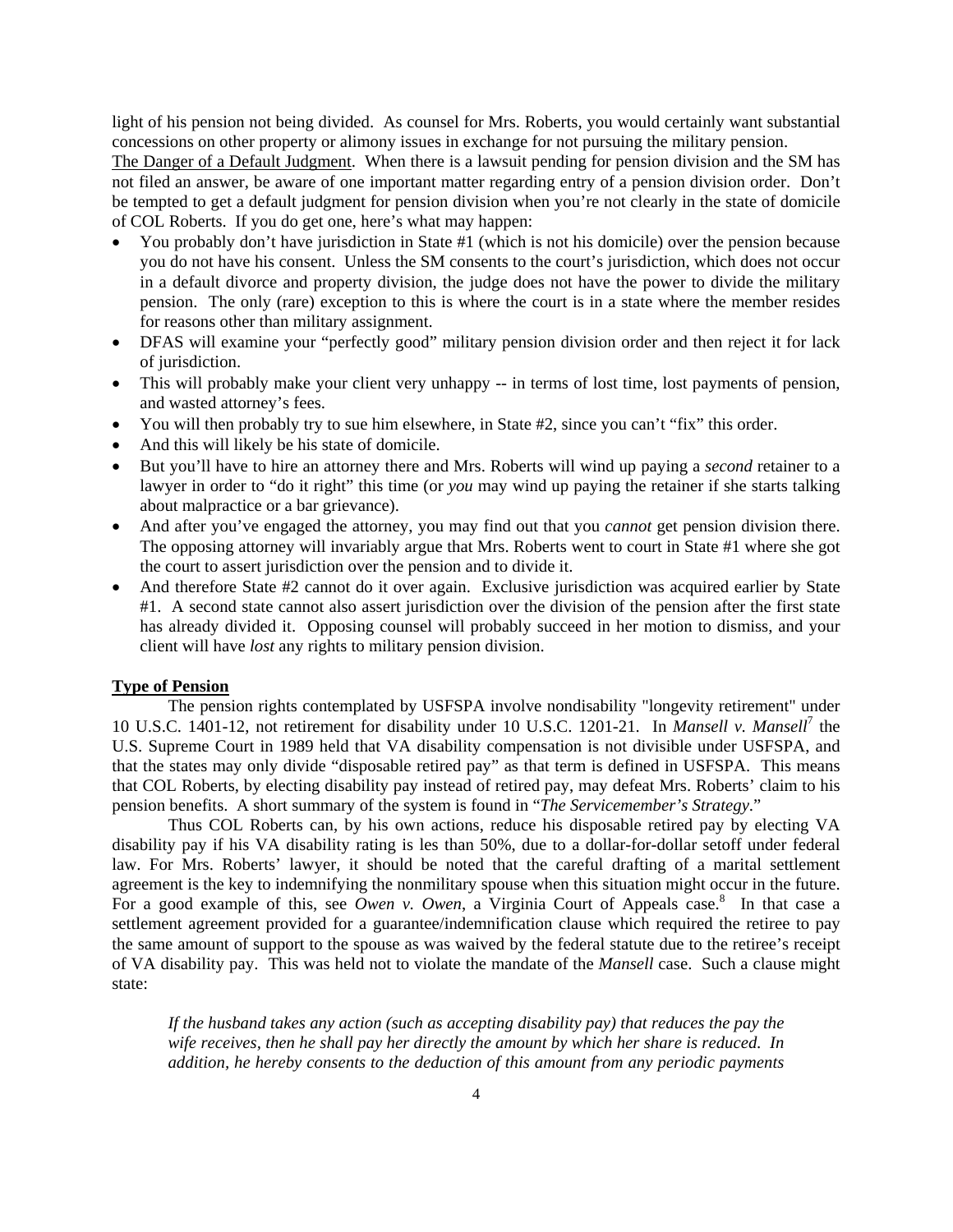light of his pension not being divided. As counsel for Mrs. Roberts, you would certainly want substantial concessions on other property or alimony issues in exchange for not pursuing the military pension.

<u>The Danger of a Default Judgment</u>. When there is a lawsuit pending for pension division and the SM has not filed an answer, be aware of one important matter regarding entry of a pension division order. Don't be tempted to get a default judgment for pension division when you're not clearly in the state of domicile of COL Roberts. If you do get one, here's what may happen:

- You probably don't have jurisdiction in State #1 (which is not his domicile) over the pension because you do not have his consent. Unless the SM consents to the court's jurisdiction, which does not occur in a default divorce and property division, the judge does not have the power to divide the military pension. The only (rare) exception to this is where the court is in a state where the member resides for reasons other than military assignment.
- DFAS will examine your "perfectly good" military pension division order and then reject it for lack of jurisdiction.
- This will probably make your client very unhappy -- in terms of lost time, lost payments of pension, and wasted attorney's fees.
- You will then probably try to sue him elsewhere, in State #2, since you can't "fix" this order.
- And this will likely be his state of domicile.
- But you'll have to hire an attorney there and Mrs. Roberts will wind up paying a *second* retainer to a lawyer in order to "do it right" this time (or *you* may wind up paying the retainer if she starts talking about malpractice or a bar grievance).
- And after you've engaged the attorney, you may find out that you *cannot* get pension division there. The opposing attorney will invariably argue that Mrs. Roberts went to court in State #1 where she got the court to assert jurisdiction over the pension and to divide it.
- And therefore State #2 cannot do it over again. Exclusive jurisdiction was acquired earlier by State #1. A second state cannot also assert jurisdiction over the division of the pension after the first state has already divided it. Opposing counsel will probably succeed in her motion to dismiss, and your client will have *lost* any rights to military pension division.

**<u>Type of Pension</u>**

The pension rights contemplated by USFSPA involve nondisability "longevity retirement" under 10 U.S.C. 1401-12, not retirement for disability under 10 U.S.C. 1201-21. In *Mansell v. Mansell*[7] the U.S. Supreme Court in 1989 held that VA disability compensation is not divisible under USFSPA, and that the states may only divide "disposable retired pay" as that term is defined in USFSPA. This means that COL Roberts, by electing disability pay instead of retired pay, may defeat Mrs. Roberts' claim to his pension benefits. A short summary of the system is found in "*The Servicemember's Strategy*."

Thus COL Roberts can, by his own actions, reduce his disposable retired pay by electing VA disability pay if his VA disability rating is les than 50%, due to a dollar-for-dollar setoff under federal law. For Mrs. Roberts' lawyer, it should be noted that the careful drafting of a marital settlement agreement is the key to indemnifying the nonmilitary spouse when this situation might occur in the future. For a good example of this, see *Owen v. Owen*, a Virginia Court of Appeals case.[8] In that case a settlement agreement provided for a guarantee/indemnification clause which required the retiree to pay the same amount of support to the spouse as was waived by the federal statute due to the retiree's receipt of VA disability pay. This was held not to violate the mandate of the *Mansell* case. Such a clause might state:

> *If the husband takes any action (such as accepting disability pay) that reduces the pay the wife receives, then he shall pay her directly the amount by which her share is reduced. In addition, he hereby consents to the deduction of this amount from any periodic payments*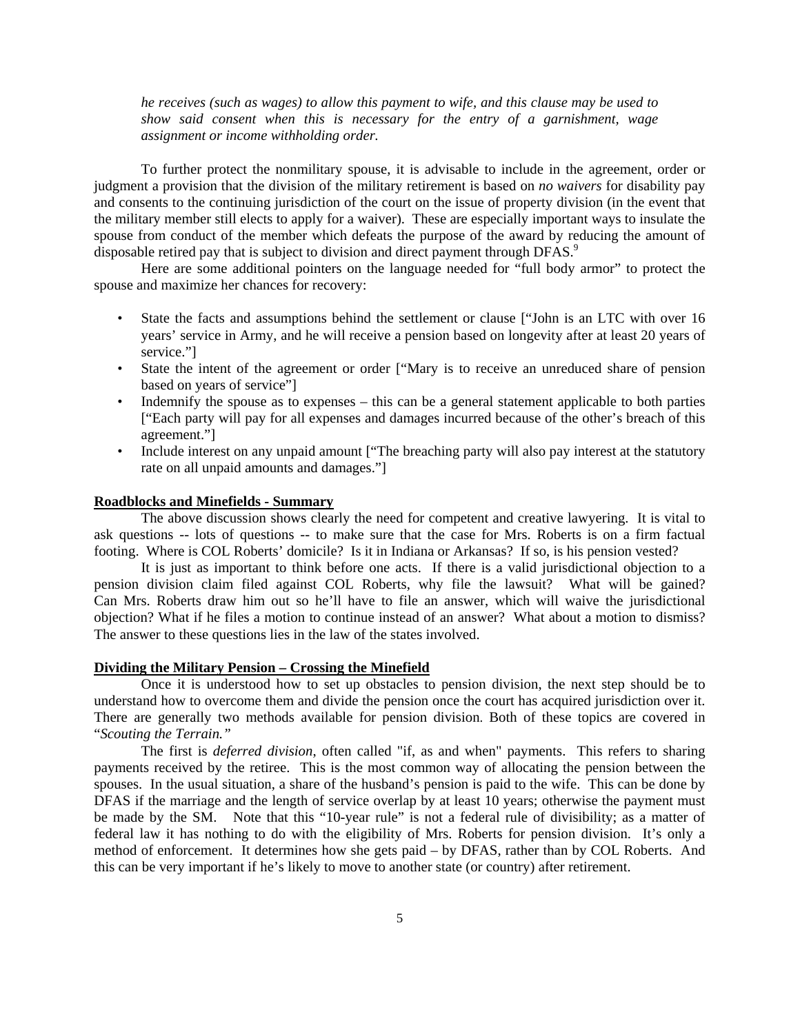*he receives (such as wages) to allow this payment to wife, and this clause may be used to show said consent when this is necessary for the entry of a garnishment, wage assignment or income withholding order.*

To further protect the nonmilitary spouse, it is advisable to include in the agreement, order or judgment a provision that the division of the military retirement is based on *no waivers* for disability pay and consents to the continuing jurisdiction of the court on the issue of property division (in the event that the military member still elects to apply for a waiver). These are especially important ways to insulate the spouse from conduct of the member which defeats the purpose of the award by reducing the amount of disposable retired pay that is subject to division and direct payment through DFAS.[9]

Here are some additional pointers on the language needed for "full body armor" to protect the spouse and maximize her chances for recovery:

- State the facts and assumptions behind the settlement or clause ["John is an LTC with over 16 years' service in Army, and he will receive a pension based on longevity after at least 20 years of service."]
- State the intent of the agreement or order ["Mary is to receive an unreduced share of pension based on years of service"]
- Indemnify the spouse as to expenses – this can be a general statement applicable to both parties ["Each party will pay for all expenses and damages incurred because of the other's breach of this agreement."]
- Include interest on any unpaid amount ["The breaching party will also pay interest at the statutory rate on all unpaid amounts and damages."]

## Roadblocks and Minefields - Summary

The above discussion shows clearly the need for competent and creative lawyering. It is vital to ask questions -- lots of questions -- to make sure that the case for Mrs. Roberts is on a firm factual footing. Where is COL Roberts' domicile? Is it in Indiana or Arkansas? If so, is his pension vested?

It is just as important to think before one acts. If there is a valid jurisdictional objection to a pension division claim filed against COL Roberts, why file the lawsuit? What will be gained? Can Mrs. Roberts draw him out so he'll have to file an answer, which will waive the jurisdictional objection? What if he files a motion to continue instead of an answer? What about a motion to dismiss? The answer to these questions lies in the law of the states involved.

## Dividing the Military Pension – Crossing the Minefield

Once it is understood how to set up obstacles to pension division, the next step should be to understand how to overcome them and divide the pension once the court has acquired jurisdiction over it. There are generally two methods available for pension division. Both of these topics are covered in "*Scouting the Terrain.*"

The first is *deferred division*, often called "if, as and when" payments. This refers to sharing payments received by the retiree. This is the most common way of allocating the pension between the spouses. In the usual situation, a share of the husband's pension is paid to the wife. This can be done by DFAS if the marriage and the length of service overlap by at least 10 years; otherwise the payment must be made by the SM. Note that this "10-year rule" is not a federal rule of divisibility; as a matter of federal law it has nothing to do with the eligibility of Mrs. Roberts for pension division. It's only a method of enforcement. It determines how she gets paid – by DFAS, rather than by COL Roberts. And this can be very important if he's likely to move to another state (or country) after retirement.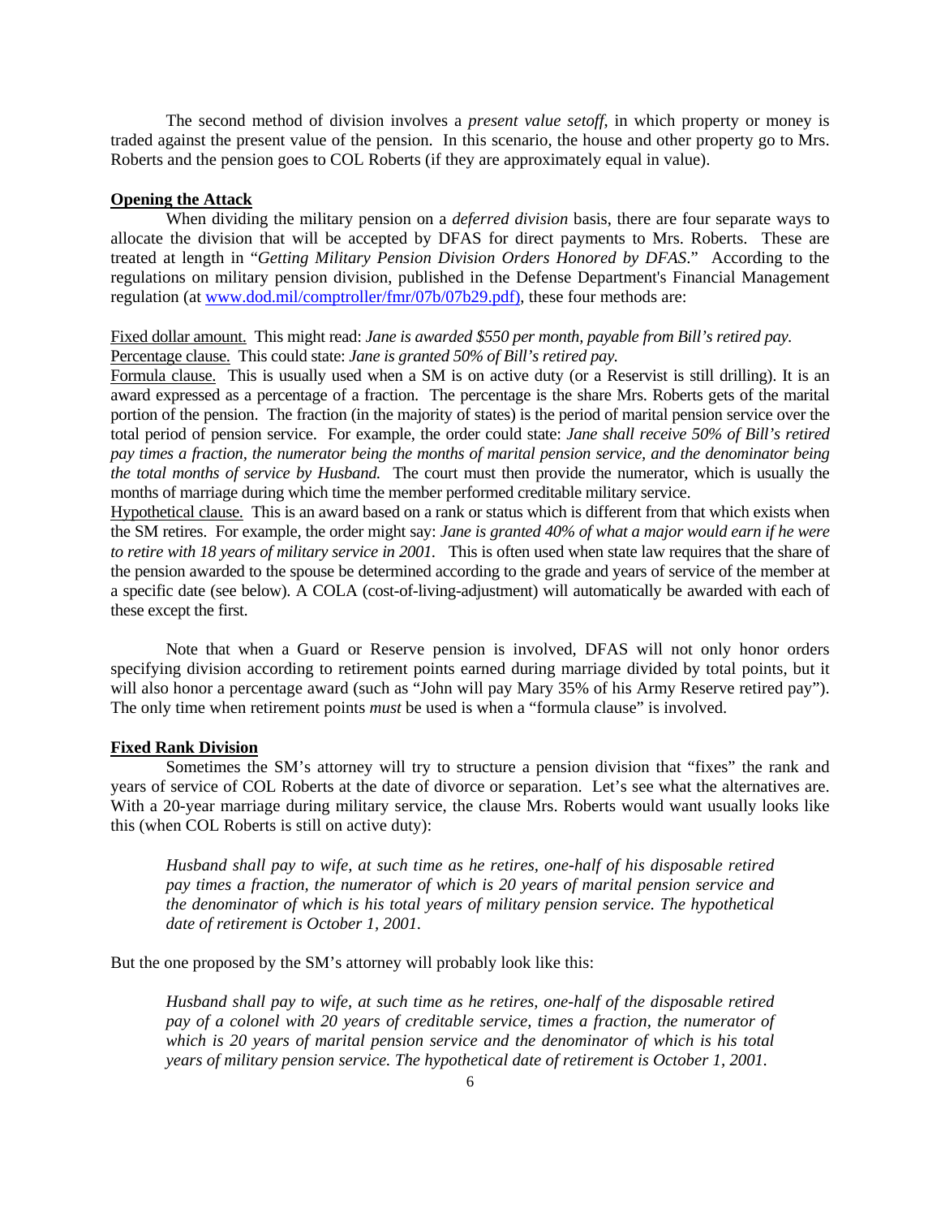The second method of division involves a *present value setoff*, in which property or money is traded against the present value of the pension. In this scenario, the house and other property go to Mrs. Roberts and the pension goes to COL Roberts (if they are approximately equal in value).

**Opening the Attack**

When dividing the military pension on a *deferred division* basis, there are four separate ways to allocate the division that will be accepted by DFAS for direct payments to Mrs. Roberts. These are treated at length in "*Getting Military Pension Division Orders Honored by DFAS*." According to the regulations on military pension division, published in the Defense Department's Financial Management regulation (at www.dod.mil/comptroller/fmr/07b/07b29.pdf), these four methods are:

Fixed dollar amount. This might read: *Jane is awarded $550 per month, payable from Bill's retired pay.*

Percentage clause. This could state: *Jane is granted 50% of Bill's retired pay.*

Formula clause. This is usually used when a SM is on active duty (or a Reservist is still drilling). It is an award expressed as a percentage of a fraction. The percentage is the share Mrs. Roberts gets of the marital portion of the pension. The fraction (in the majority of states) is the period of marital pension service over the total period of pension service. For example, the order could state: *Jane shall receive 50% of Bill's retired pay times a fraction, the numerator being the months of marital pension service, and the denominator being the total months of service by Husband.* The court must then provide the numerator, which is usually the months of marriage during which time the member performed creditable military service.

Hypothetical clause. This is an award based on a rank or status which is different from that which exists when the SM retires. For example, the order might say: *Jane is granted 40% of what a major would earn if he were to retire with 18 years of military service in 2001.* This is often used when state law requires that the share of the pension awarded to the spouse be determined according to the grade and years of service of the member at a specific date (see below). A COLA (cost-of-living-adjustment) will automatically be awarded with each of these except the first.

Note that when a Guard or Reserve pension is involved, DFAS will not only honor orders specifying division according to retirement points earned during marriage divided by total points, but it will also honor a percentage award (such as "John will pay Mary 35% of his Army Reserve retired pay"). The only time when retirement points *must* be used is when a "formula clause" is involved.

**Fixed Rank Division**

Sometimes the SM's attorney will try to structure a pension division that "fixes" the rank and years of service of COL Roberts at the date of divorce or separation. Let's see what the alternatives are. With a 20-year marriage during military service, the clause Mrs. Roberts would want usually looks like this (when COL Roberts is still on active duty):

> *Husband shall pay to wife, at such time as he retires, one-half of his disposable retired pay times a fraction, the numerator of which is 20 years of marital pension service and the denominator of which is his total years of military pension service. The hypothetical date of retirement is October 1, 2001.*

But the one proposed by the SM's attorney will probably look like this:

> *Husband shall pay to wife, at such time as he retires, one-half of the disposable retired pay of a colonel with 20 years of creditable service, times a fraction, the numerator of which is 20 years of marital pension service and the denominator of which is his total years of military pension service. The hypothetical date of retirement is October 1, 2001.*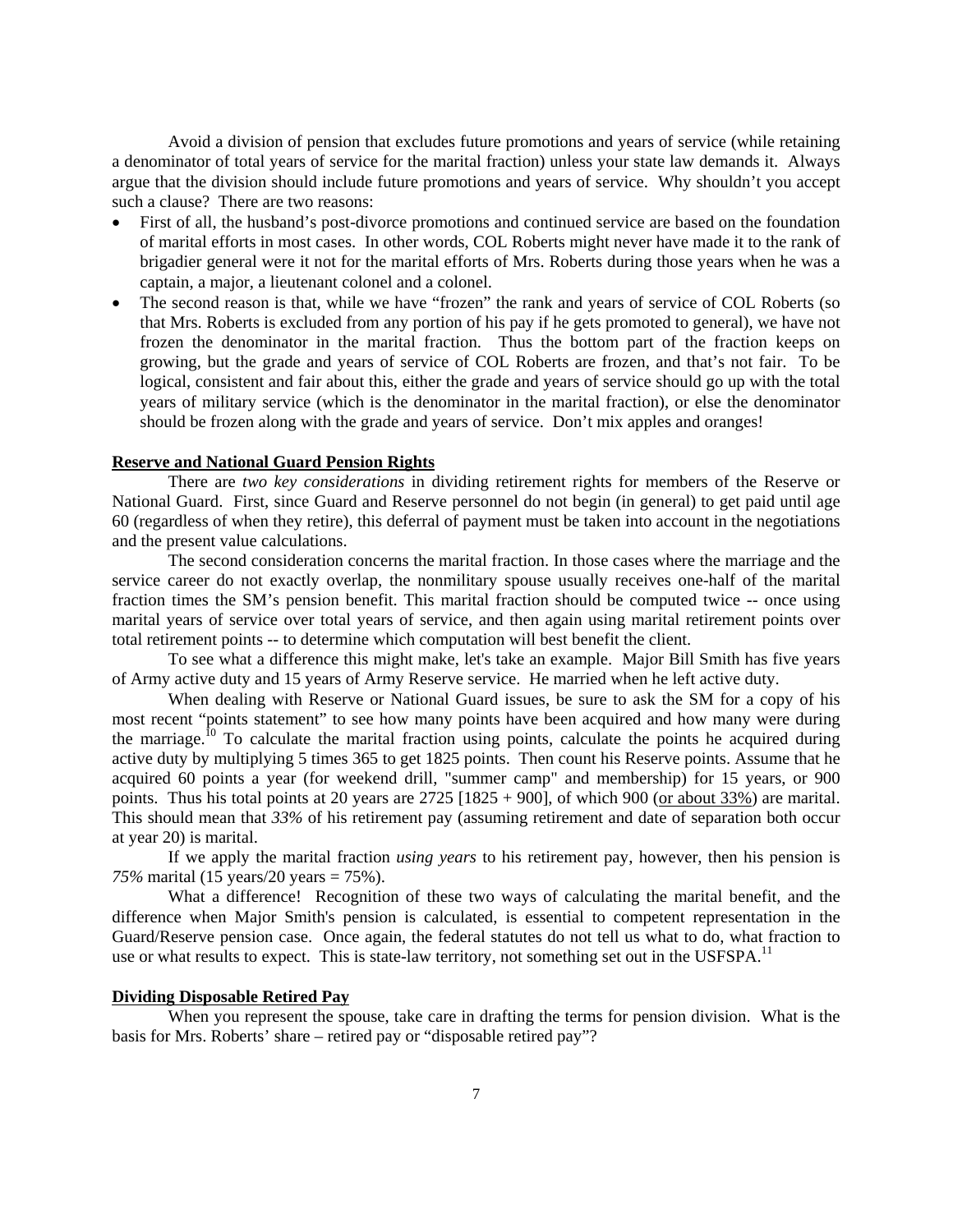Avoid a division of pension that excludes future promotions and years of service (while retaining a denominator of total years of service for the marital fraction) unless your state law demands it. Always argue that the division should include future promotions and years of service. Why shouldn't you accept such a clause? There are two reasons:

- First of all, the husband's post-divorce promotions and continued service are based on the foundation of marital efforts in most cases. In other words, COL Roberts might never have made it to the rank of brigadier general were it not for the marital efforts of Mrs. Roberts during those years when he was a captain, a major, a lieutenant colonel and a colonel.
- The second reason is that, while we have "frozen" the rank and years of service of COL Roberts (so that Mrs. Roberts is excluded from any portion of his pay if he gets promoted to general), we have not frozen the denominator in the marital fraction. Thus the bottom part of the fraction keeps on growing, but the grade and years of service of COL Roberts are frozen, and that's not fair. To be logical, consistent and fair about this, either the grade and years of service should go up with the total years of military service (which is the denominator in the marital fraction), or else the denominator should be frozen along with the grade and years of service. Don't mix apples and oranges!

**Reserve and National Guard Pension Rights**

There are *two key considerations* in dividing retirement rights for members of the Reserve or National Guard. First, since Guard and Reserve personnel do not begin (in general) to get paid until age 60 (regardless of when they retire), this deferral of payment must be taken into account in the negotiations and the present value calculations.

The second consideration concerns the marital fraction. In those cases where the marriage and the service career do not exactly overlap, the nonmilitary spouse usually receives one-half of the marital fraction times the SM's pension benefit. This marital fraction should be computed twice -- once using marital years of service over total years of service, and then again using marital retirement points over total retirement points -- to determine which computation will best benefit the client.

To see what a difference this might make, let's take an example. Major Bill Smith has five years of Army active duty and 15 years of Army Reserve service. He married when he left active duty.

When dealing with Reserve or National Guard issues, be sure to ask the SM for a copy of his most recent "points statement" to see how many points have been acquired and how many were during the marriage.[10] To calculate the marital fraction using points, calculate the points he acquired during active duty by multiplying 5 times 365 to get 1825 points. Then count his Reserve points. Assume that he acquired 60 points a year (for weekend drill, "summer camp" and membership) for 15 years, or 900 points. Thus his total points at 20 years are 2725 [1825 + 900], of which 900 (<u>or about 33%</u>) are marital. This should mean that *33%* of his retirement pay (assuming retirement and date of separation both occur at year 20) is marital.

If we apply the marital fraction *using years* to his retirement pay, however, then his pension is *75%* marital (15 years/20 years = 75%).

What a difference! Recognition of these two ways of calculating the marital benefit, and the difference when Major Smith's pension is calculated, is essential to competent representation in the Guard/Reserve pension case. Once again, the federal statutes do not tell us what to do, what fraction to use or what results to expect. This is state-law territory, not something set out in the USFSPA.[11]

**Dividing Disposable Retired Pay**

When you represent the spouse, take care in drafting the terms for pension division. What is the basis for Mrs. Roberts' share – retired pay or "disposable retired pay"?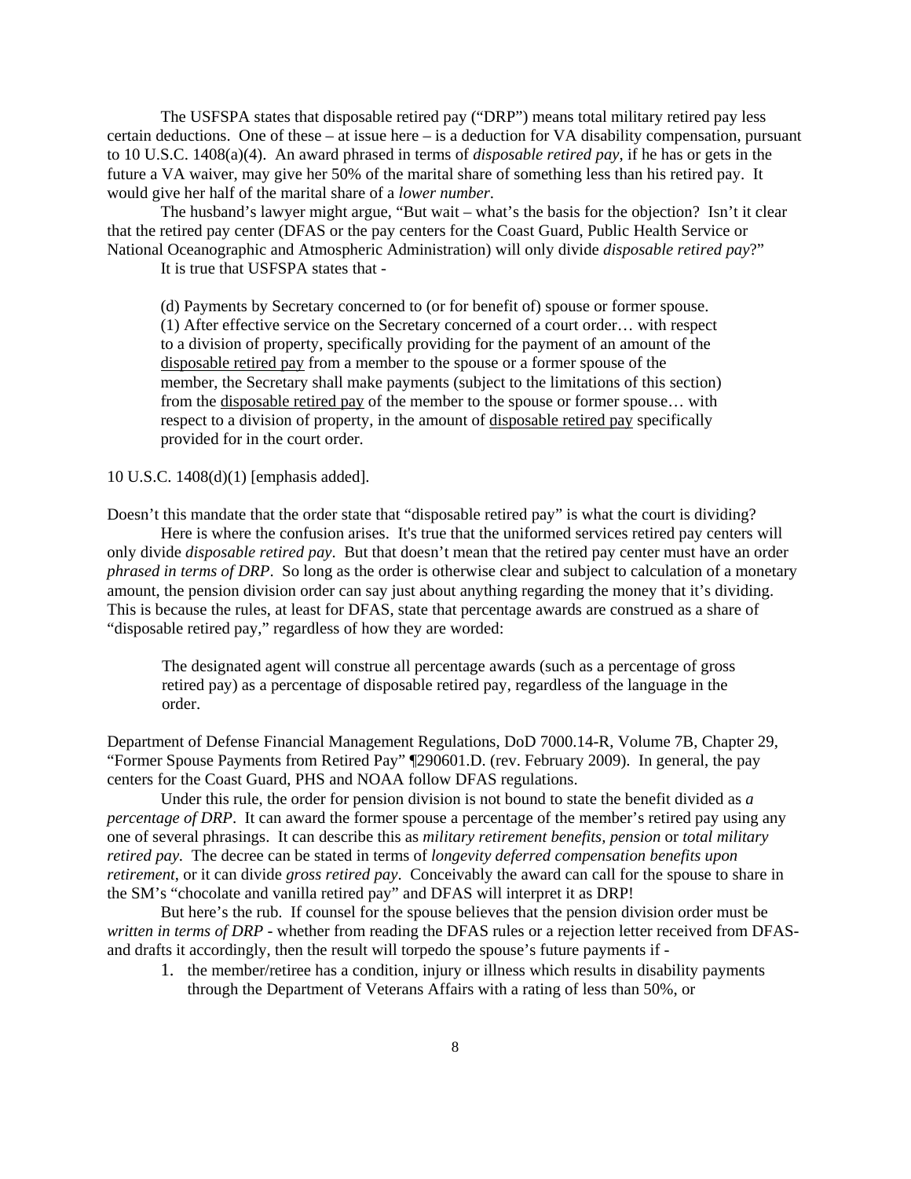The USFSPA states that disposable retired pay ("DRP") means total military retired pay less certain deductions. One of these – at issue here – is a deduction for VA disability compensation, pursuant to 10 U.S.C. 1408(a)(4). An award phrased in terms of *disposable retired pay*, if he has or gets in the future a VA waiver, may give her 50% of the marital share of something less than his retired pay. It would give her half of the marital share of a *lower number*.

The husband's lawyer might argue, "But wait – what's the basis for the objection? Isn't it clear that the retired pay center (DFAS or the pay centers for the Coast Guard, Public Health Service or National Oceanographic and Atmospheric Administration) will only divide *disposable retired pay*?"

It is true that USFSPA states that -

> (d) Payments by Secretary concerned to (or for benefit of) spouse or former spouse.
> (1) After effective service on the Secretary concerned of a court order… with respect to a division of property, specifically providing for the payment of an amount of the <u>disposable retired pay</u> from a member to the spouse or a former spouse of the member, the Secretary shall make payments (subject to the limitations of this section) from the <u>disposable retired pay</u> of the member to the spouse or former spouse… with respect to a division of property, in the amount of <u>disposable retired pay</u> specifically provided for in the court order.

10 U.S.C. 1408(d)(1) [emphasis added].

Doesn't this mandate that the order state that "disposable retired pay" is what the court is dividing?

Here is where the confusion arises. It's true that the uniformed services retired pay centers will only divide *disposable retired pay*. But that doesn't mean that the retired pay center must have an order *phrased in terms of DRP*. So long as the order is otherwise clear and subject to calculation of a monetary amount, the pension division order can say just about anything regarding the money that it's dividing. This is because the rules, at least for DFAS, state that percentage awards are construed as a share of "disposable retired pay," regardless of how they are worded:

> The designated agent will construe all percentage awards (such as a percentage of gross retired pay) as a percentage of disposable retired pay, regardless of the language in the order.

Department of Defense Financial Management Regulations, DoD 7000.14-R, Volume 7B, Chapter 29, "Former Spouse Payments from Retired Pay" ¶290601.D. (rev. February 2009). In general, the pay centers for the Coast Guard, PHS and NOAA follow DFAS regulations.

Under this rule, the order for pension division is not bound to state the benefit divided as *a percentage of DRP*. It can award the former spouse a percentage of the member's retired pay using any one of several phrasings. It can describe this as *military retirement benefits, pension* or *total military retired pay.* The decree can be stated in terms of *longevity deferred compensation benefits upon retirement*, or it can divide *gross retired pay*. Conceivably the award can call for the spouse to share in the SM's "chocolate and vanilla retired pay" and DFAS will interpret it as DRP!

But here's the rub. If counsel for the spouse believes that the pension division order must be *written in terms of DRP* - whether from reading the DFAS rules or a rejection letter received from DFAS- and drafts it accordingly, then the result will torpedo the spouse's future payments if -

1. the member/retiree has a condition, injury or illness which results in disability payments through the Department of Veterans Affairs with a rating of less than 50%, or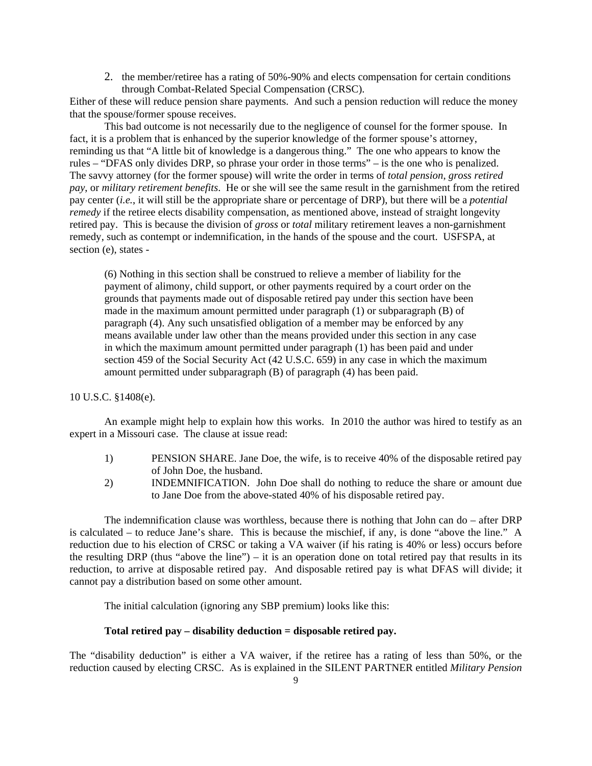2. the member/retiree has a rating of 50%-90% and elects compensation for certain conditions through Combat-Related Special Compensation (CRSC).

Either of these will reduce pension share payments. And such a pension reduction will reduce the money that the spouse/former spouse receives.

This bad outcome is not necessarily due to the negligence of counsel for the former spouse. In fact, it is a problem that is enhanced by the superior knowledge of the former spouse's attorney, reminding us that "A little bit of knowledge is a dangerous thing." The one who appears to know the rules – "DFAS only divides DRP, so phrase your order in those terms" – is the one who is penalized. The savvy attorney (for the former spouse) will write the order in terms of *total pension*, *gross retired pay*, or *military retirement benefits*. He or she will see the same result in the garnishment from the retired pay center (*i.e.*, it will still be the appropriate share or percentage of DRP), but there will be a *potential remedy* if the retiree elects disability compensation, as mentioned above, instead of straight longevity retired pay. This is because the division of *gross* or *total* military retirement leaves a non-garnishment remedy, such as contempt or indemnification, in the hands of the spouse and the court. USFSPA, at section (e), states -

> (6) Nothing in this section shall be construed to relieve a member of liability for the payment of alimony, child support, or other payments required by a court order on the grounds that payments made out of disposable retired pay under this section have been made in the maximum amount permitted under paragraph (1) or subparagraph (B) of paragraph (4). Any such unsatisfied obligation of a member may be enforced by any means available under law other than the means provided under this section in any case in which the maximum amount permitted under paragraph (1) has been paid and under section 459 of the Social Security Act (42 U.S.C. 659) in any case in which the maximum amount permitted under subparagraph (B) of paragraph (4) has been paid.

10 U.S.C. §1408(e).

An example might help to explain how this works. In 2010 the author was hired to testify as an expert in a Missouri case. The clause at issue read:

1) PENSION SHARE. Jane Doe, the wife, is to receive 40% of the disposable retired pay of John Doe, the husband.
2) INDEMNIFICATION. John Doe shall do nothing to reduce the share or amount due to Jane Doe from the above-stated 40% of his disposable retired pay.

The indemnification clause was worthless, because there is nothing that John can do – after DRP is calculated – to reduce Jane's share. This is because the mischief, if any, is done "above the line." A reduction due to his election of CRSC or taking a VA waiver (if his rating is 40% or less) occurs before the resulting DRP (thus "above the line") – it is an operation done on total retired pay that results in its reduction, to arrive at disposable retired pay. And disposable retired pay is what DFAS will divide; it cannot pay a distribution based on some other amount.

The initial calculation (ignoring any SBP premium) looks like this:

**Total retired pay – disability deduction = disposable retired pay.**

The "disability deduction" is either a VA waiver, if the retiree has a rating of less than 50%, or the reduction caused by electing CRSC. As is explained in the SILENT PARTNER entitled *Military Pension*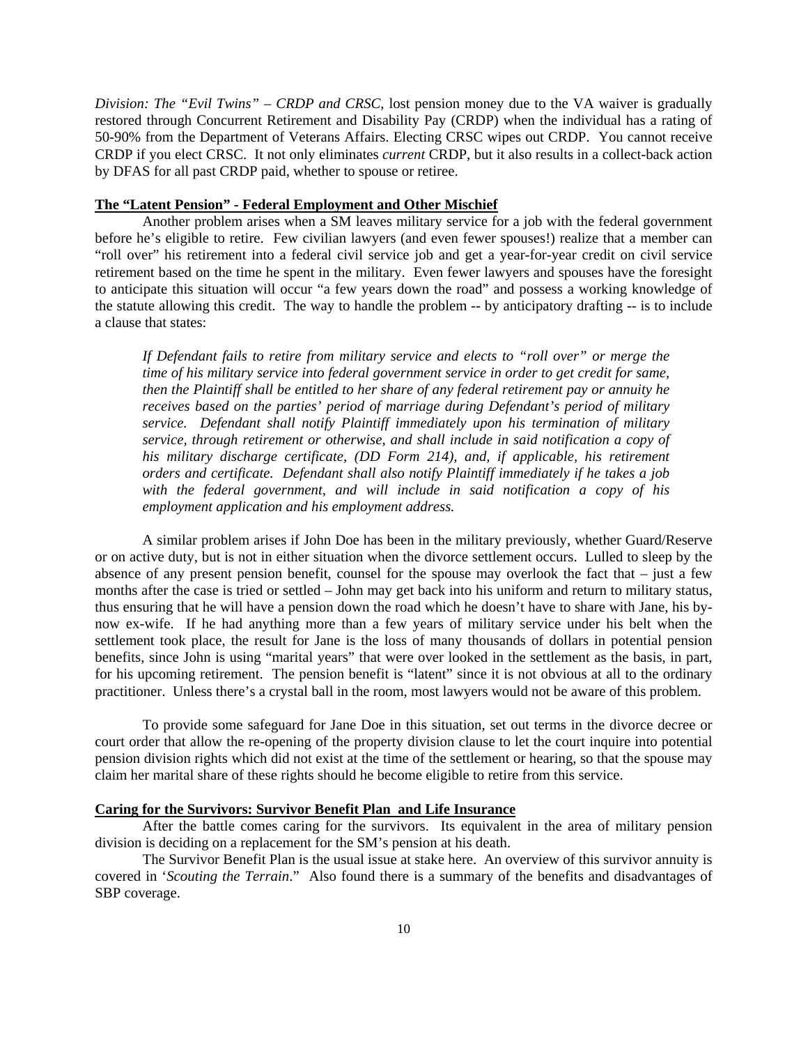*Division: The "Evil Twins" – CRDP and CRSC*, lost pension money due to the VA waiver is gradually restored through Concurrent Retirement and Disability Pay (CRDP) when the individual has a rating of 50-90% from the Department of Veterans Affairs. Electing CRSC wipes out CRDP. You cannot receive CRDP if you elect CRSC. It not only eliminates *current* CRDP, but it also results in a collect-back action by DFAS for all past CRDP paid, whether to spouse or retiree.

**The "Latent Pension" - Federal Employment and Other Mischief**

Another problem arises when a SM leaves military service for a job with the federal government before he's eligible to retire. Few civilian lawyers (and even fewer spouses!) realize that a member can "roll over" his retirement into a federal civil service job and get a year-for-year credit on civil service retirement based on the time he spent in the military. Even fewer lawyers and spouses have the foresight to anticipate this situation will occur "a few years down the road" and possess a working knowledge of the statute allowing this credit. The way to handle the problem -- by anticipatory drafting -- is to include a clause that states:

> *If Defendant fails to retire from military service and elects to "roll over" or merge the time of his military service into federal government service in order to get credit for same, then the Plaintiff shall be entitled to her share of any federal retirement pay or annuity he receives based on the parties' period of marriage during Defendant's period of military service. Defendant shall notify Plaintiff immediately upon his termination of military service, through retirement or otherwise, and shall include in said notification a copy of his military discharge certificate, (DD Form 214), and, if applicable, his retirement orders and certificate. Defendant shall also notify Plaintiff immediately if he takes a job with the federal government, and will include in said notification a copy of his employment application and his employment address.*

A similar problem arises if John Doe has been in the military previously, whether Guard/Reserve or on active duty, but is not in either situation when the divorce settlement occurs. Lulled to sleep by the absence of any present pension benefit, counsel for the spouse may overlook the fact that – just a few months after the case is tried or settled – John may get back into his uniform and return to military status, thus ensuring that he will have a pension down the road which he doesn't have to share with Jane, his by-now ex-wife. If he had anything more than a few years of military service under his belt when the settlement took place, the result for Jane is the loss of many thousands of dollars in potential pension benefits, since John is using "marital years" that were over looked in the settlement as the basis, in part, for his upcoming retirement. The pension benefit is "latent" since it is not obvious at all to the ordinary practitioner. Unless there's a crystal ball in the room, most lawyers would not be aware of this problem.

To provide some safeguard for Jane Doe in this situation, set out terms in the divorce decree or court order that allow the re-opening of the property division clause to let the court inquire into potential pension division rights which did not exist at the time of the settlement or hearing, so that the spouse may claim her marital share of these rights should he become eligible to retire from this service.

**Caring for the Survivors: Survivor Benefit Plan and Life Insurance**

After the battle comes caring for the survivors. Its equivalent in the area of military pension division is deciding on a replacement for the SM's pension at his death.

The Survivor Benefit Plan is the usual issue at stake here. An overview of this survivor annuity is covered in '*Scouting the Terrain*." Also found there is a summary of the benefits and disadvantages of SBP coverage.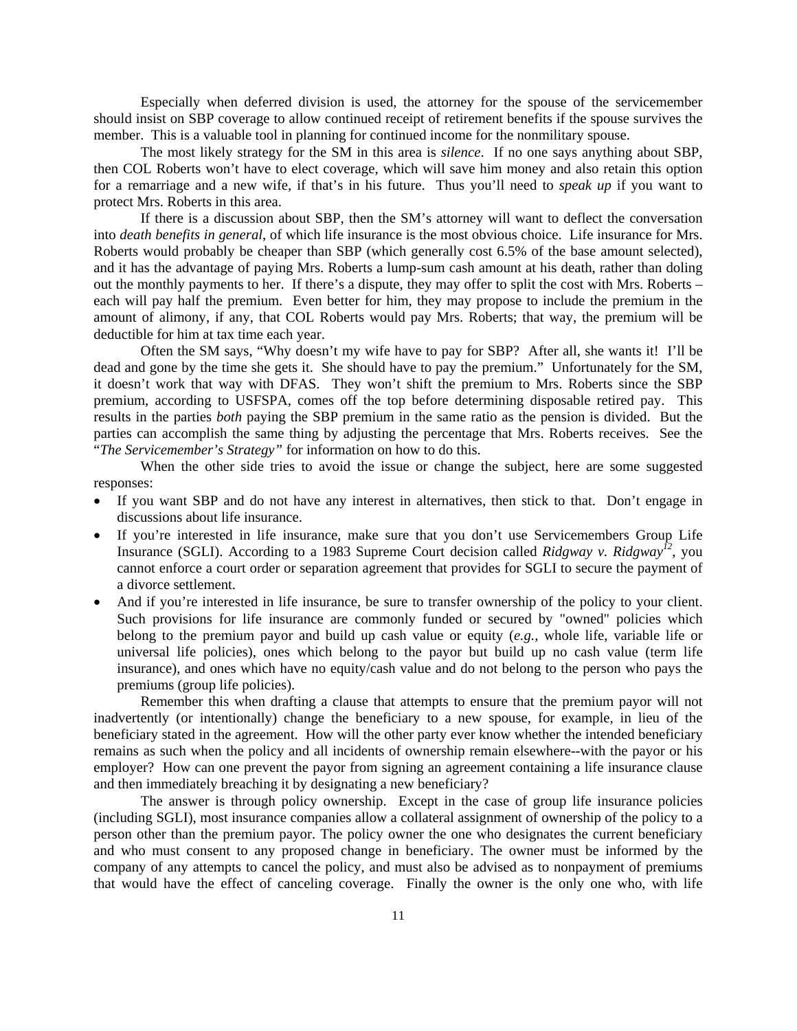Especially when deferred division is used, the attorney for the spouse of the servicemember should insist on SBP coverage to allow continued receipt of retirement benefits if the spouse survives the member. This is a valuable tool in planning for continued income for the nonmilitary spouse.

The most likely strategy for the SM in this area is *silence*. If no one says anything about SBP, then COL Roberts won't have to elect coverage, which will save him money and also retain this option for a remarriage and a new wife, if that's in his future. Thus you'll need to *speak up* if you want to protect Mrs. Roberts in this area.

If there is a discussion about SBP, then the SM's attorney will want to deflect the conversation into *death benefits in general*, of which life insurance is the most obvious choice. Life insurance for Mrs. Roberts would probably be cheaper than SBP (which generally cost 6.5% of the base amount selected), and it has the advantage of paying Mrs. Roberts a lump-sum cash amount at his death, rather than doling out the monthly payments to her. If there's a dispute, they may offer to split the cost with Mrs. Roberts – each will pay half the premium. Even better for him, they may propose to include the premium in the amount of alimony, if any, that COL Roberts would pay Mrs. Roberts; that way, the premium will be deductible for him at tax time each year.

Often the SM says, "Why doesn't my wife have to pay for SBP? After all, she wants it! I'll be dead and gone by the time she gets it. She should have to pay the premium." Unfortunately for the SM, it doesn't work that way with DFAS. They won't shift the premium to Mrs. Roberts since the SBP premium, according to USFSPA, comes off the top before determining disposable retired pay. This results in the parties *both* paying the SBP premium in the same ratio as the pension is divided. But the parties can accomplish the same thing by adjusting the percentage that Mrs. Roberts receives. See the "*The Servicemember's Strategy"* for information on how to do this.

When the other side tries to avoid the issue or change the subject, here are some suggested responses:

- If you want SBP and do not have any interest in alternatives, then stick to that. Don't engage in discussions about life insurance.
- If you're interested in life insurance, make sure that you don't use Servicemembers Group Life Insurance (SGLI). According to a 1983 Supreme Court decision called *Ridgway v. Ridgway*[12], you cannot enforce a court order or separation agreement that provides for SGLI to secure the payment of a divorce settlement.
- And if you're interested in life insurance, be sure to transfer ownership of the policy to your client. Such provisions for life insurance are commonly funded or secured by "owned" policies which belong to the premium payor and build up cash value or equity (*e.g.,* whole life, variable life or universal life policies), ones which belong to the payor but build up no cash value (term life insurance), and ones which have no equity/cash value and do not belong to the person who pays the premiums (group life policies).

Remember this when drafting a clause that attempts to ensure that the premium payor will not inadvertently (or intentionally) change the beneficiary to a new spouse, for example, in lieu of the beneficiary stated in the agreement. How will the other party ever know whether the intended beneficiary remains as such when the policy and all incidents of ownership remain elsewhere--with the payor or his employer? How can one prevent the payor from signing an agreement containing a life insurance clause and then immediately breaching it by designating a new beneficiary?

The answer is through policy ownership. Except in the case of group life insurance policies (including SGLI), most insurance companies allow a collateral assignment of ownership of the policy to a person other than the premium payor. The policy owner the one who designates the current beneficiary and who must consent to any proposed change in beneficiary. The owner must be informed by the company of any attempts to cancel the policy, and must also be advised as to nonpayment of premiums that would have the effect of canceling coverage. Finally the owner is the only one who, with life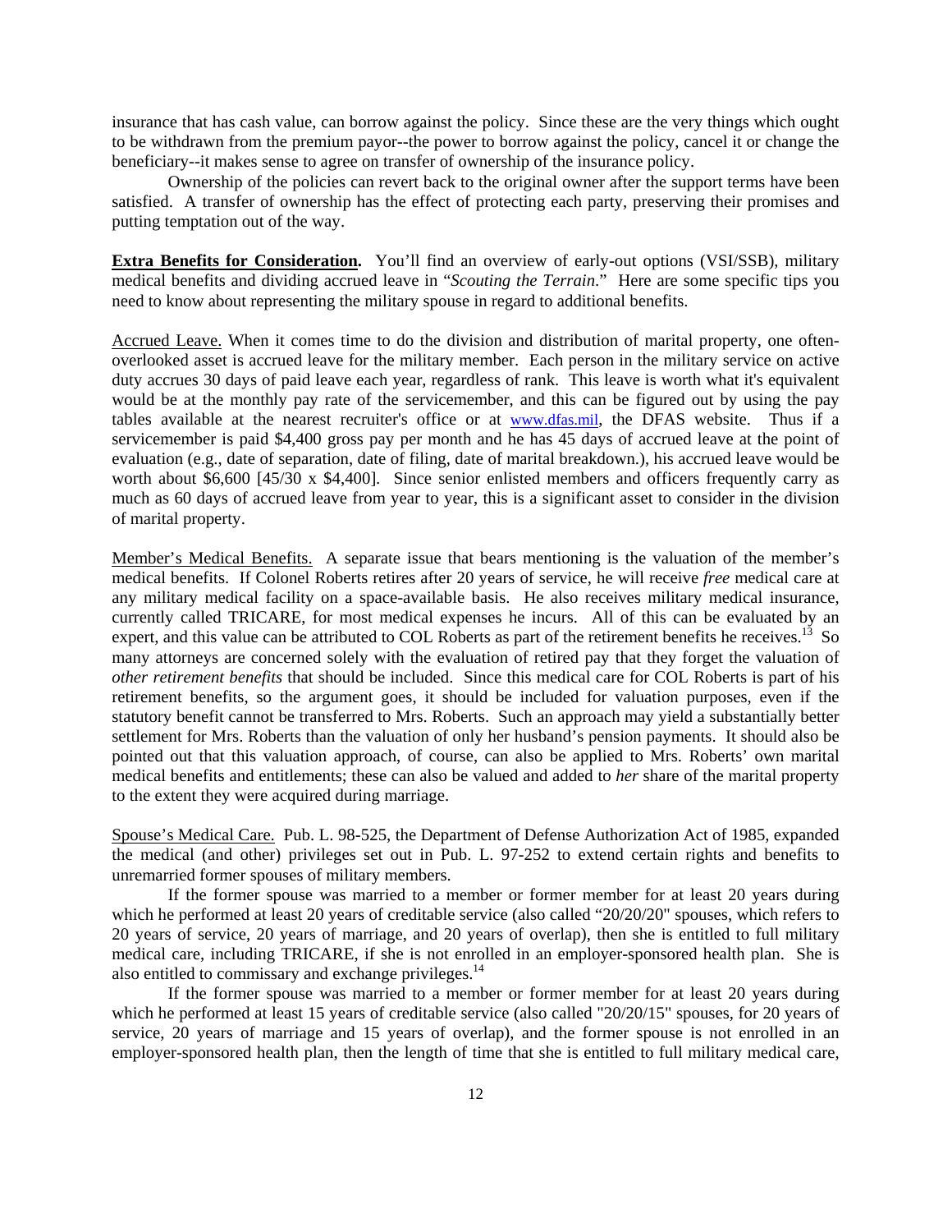insurance that has cash value, can borrow against the policy. Since these are the very things which ought to be withdrawn from the premium payor--the power to borrow against the policy, cancel it or change the beneficiary--it makes sense to agree on transfer of ownership of the insurance policy.

Ownership of the policies can revert back to the original owner after the support terms have been satisfied. A transfer of ownership has the effect of protecting each party, preserving their promises and putting temptation out of the way.

**Extra Benefits for Consideration.** You'll find an overview of early-out options (VSI/SSB), military medical benefits and dividing accrued leave in "*Scouting the Terrain*." Here are some specific tips you need to know about representing the military spouse in regard to additional benefits.

Accrued Leave. When it comes time to do the division and distribution of marital property, one often-overlooked asset is accrued leave for the military member. Each person in the military service on active duty accrues 30 days of paid leave each year, regardless of rank. This leave is worth what it's equivalent would be at the monthly pay rate of the servicemember, and this can be figured out by using the pay tables available at the nearest recruiter's office or at www.dfas.mil, the DFAS website. Thus if a servicemember is paid $4,400 gross pay per month and he has 45 days of accrued leave at the point of evaluation (e.g., date of separation, date of filing, date of marital breakdown.), his accrued leave would be worth about $6,600 [45/30 x $4,400]. Since senior enlisted members and officers frequently carry as much as 60 days of accrued leave from year to year, this is a significant asset to consider in the division of marital property.

Member's Medical Benefits. A separate issue that bears mentioning is the valuation of the member's medical benefits. If Colonel Roberts retires after 20 years of service, he will receive *free* medical care at any military medical facility on a space-available basis. He also receives military medical insurance, currently called TRICARE, for most medical expenses he incurs. All of this can be evaluated by an expert, and this value can be attributed to COL Roberts as part of the retirement benefits he receives.[13] So many attorneys are concerned solely with the evaluation of retired pay that they forget the valuation of *other retirement benefits* that should be included. Since this medical care for COL Roberts is part of his retirement benefits, so the argument goes, it should be included for valuation purposes, even if the statutory benefit cannot be transferred to Mrs. Roberts. Such an approach may yield a substantially better settlement for Mrs. Roberts than the valuation of only her husband's pension payments. It should also be pointed out that this valuation approach, of course, can also be applied to Mrs. Roberts' own marital medical benefits and entitlements; these can also be valued and added to *her* share of the marital property to the extent they were acquired during marriage.

Spouse's Medical Care. Pub. L. 98-525, the Department of Defense Authorization Act of 1985, expanded the medical (and other) privileges set out in Pub. L. 97-252 to extend certain rights and benefits to unremarried former spouses of military members.

If the former spouse was married to a member or former member for at least 20 years during which he performed at least 20 years of creditable service (also called "20/20/20" spouses, which refers to 20 years of service, 20 years of marriage, and 20 years of overlap), then she is entitled to full military medical care, including TRICARE, if she is not enrolled in an employer-sponsored health plan. She is also entitled to commissary and exchange privileges.[14]

If the former spouse was married to a member or former member for at least 20 years during which he performed at least 15 years of creditable service (also called "20/20/15" spouses, for 20 years of service, 20 years of marriage and 15 years of overlap), and the former spouse is not enrolled in an employer-sponsored health plan, then the length of time that she is entitled to full military medical care,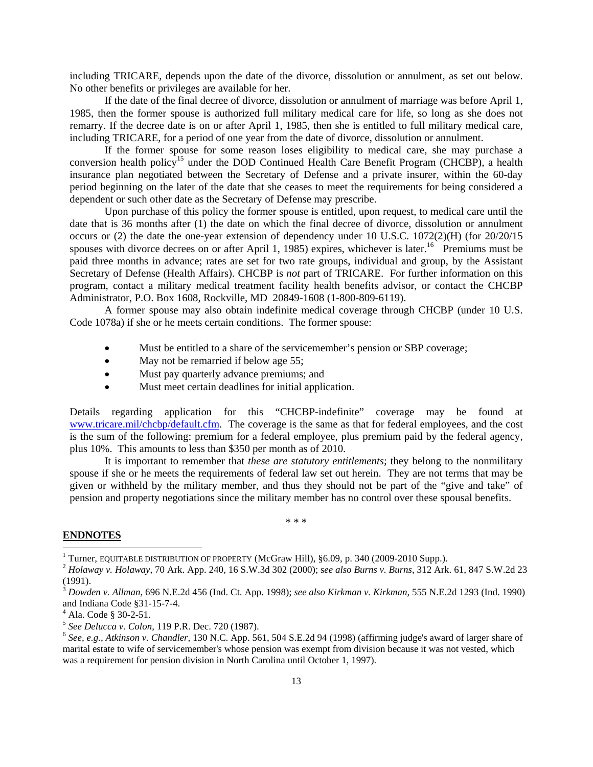including TRICARE, depends upon the date of the divorce, dissolution or annulment, as set out below. No other benefits or privileges are available for her.

If the date of the final decree of divorce, dissolution or annulment of marriage was before April 1, 1985, then the former spouse is authorized full military medical care for life, so long as she does not remarry. If the decree date is on or after April 1, 1985, then she is entitled to full military medical care, including TRICARE, for a period of one year from the date of divorce, dissolution or annulment.

If the former spouse for some reason loses eligibility to medical care, she may purchase a conversion health policy[15] under the DOD Continued Health Care Benefit Program (CHCBP), a health insurance plan negotiated between the Secretary of Defense and a private insurer, within the 60-day period beginning on the later of the date that she ceases to meet the requirements for being considered a dependent or such other date as the Secretary of Defense may prescribe.

Upon purchase of this policy the former spouse is entitled, upon request, to medical care until the date that is 36 months after (1) the date on which the final decree of divorce, dissolution or annulment occurs or (2) the date the one-year extension of dependency under 10 U.S.C. 1072(2)(H) (for 20/20/15 spouses with divorce decrees on or after April 1, 1985) expires, whichever is later.[16] Premiums must be paid three months in advance; rates are set for two rate groups, individual and group, by the Assistant Secretary of Defense (Health Affairs). CHCBP is *not* part of TRICARE. For further information on this program, contact a military medical treatment facility health benefits advisor, or contact the CHCBP Administrator, P.O. Box 1608, Rockville, MD 20849-1608 (1-800-809-6119).

A former spouse may also obtain indefinite medical coverage through CHCBP (under 10 U.S. Code 1078a) if she or he meets certain conditions. The former spouse:

- Must be entitled to a share of the servicemember's pension or SBP coverage;
- May not be remarried if below age 55;
- Must pay quarterly advance premiums; and
- Must meet certain deadlines for initial application.

Details regarding application for this "CHCBP-indefinite" coverage may be found at www.tricare.mil/chcbp/default.cfm. The coverage is the same as that for federal employees, and the cost is the sum of the following: premium for a federal employee, plus premium paid by the federal agency, plus 10%. This amounts to less than $350 per month as of 2010.

It is important to remember that *these are statutory entitlements*; they belong to the nonmilitary spouse if she or he meets the requirements of federal law set out herein. They are not terms that may be given or withheld by the military member, and thus they should not be part of the "give and take" of pension and property negotiations since the military member has no control over these spousal benefits.

\* \* \*

## ENDNOTES

[1] Turner, EQUITABLE DISTRIBUTION OF PROPERTY (McGraw Hill), §6.09, p. 340 (2009-2010 Supp.).

[2] *Holaway v. Holaway*, 70 Ark. App. 240, 16 S.W.3d 302 (2000); *see also Burns v. Burns*, 312 Ark. 61, 847 S.W.2d 23 (1991).

[3] *Dowden v. Allman*, 696 N.E.2d 456 (Ind. Ct. App. 1998); *see also Kirkman v. Kirkman*, 555 N.E.2d 1293 (Ind. 1990) and Indiana Code §31-15-7-4.

[4] Ala. Code § 30-2-51.

[5] *See Delucca v. Colon*, 119 P.R. Dec. 720 (1987).

[6] *See, e.g., Atkinson v. Chandler*, 130 N.C. App. 561, 504 S.E.2d 94 (1998) (affirming judge's award of larger share of marital estate to wife of servicemember's whose pension was exempt from division because it was not vested, which was a requirement for pension division in North Carolina until October 1, 1997).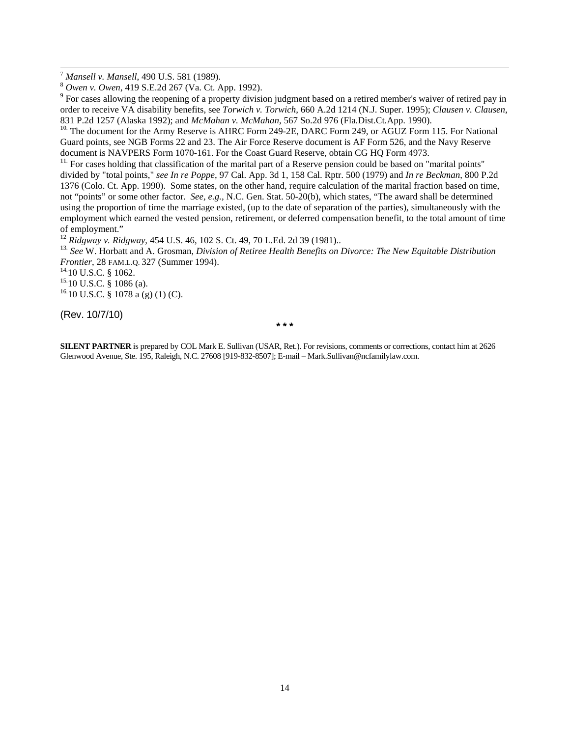[7] *Mansell v. Mansell*, 490 U.S. 581 (1989).

[8] *Owen v. Owen*, 419 S.E.2d 267 (Va. Ct. App. 1992).

[9] For cases allowing the reopening of a property division judgment based on a retired member's waiver of retired pay in order to receive VA disability benefits, see *Torwich v. Torwich*, 660 A.2d 1214 (N.J. Super. 1995); *Clausen v. Clausen*, 831 P.2d 1257 (Alaska 1992); and *McMahan v. McMahan*, 567 So.2d 976 (Fla.Dist.Ct.App. 1990).

[10.] The document for the Army Reserve is AHRC Form 249-2E, DARC Form 249, or AGUZ Form 115. For National Guard points, see NGB Forms 22 and 23. The Air Force Reserve document is AF Form 526, and the Navy Reserve document is NAVPERS Form 1070-161. For the Coast Guard Reserve, obtain CG HQ Form 4973.

[11.] For cases holding that classification of the marital part of a Reserve pension could be based on "marital points" divided by "total points," *see In re Poppe*, 97 Cal. App. 3d 1, 158 Cal. Rptr. 500 (1979) and *In re Beckman*, 800 P.2d 1376 (Colo. Ct. App. 1990). Some states, on the other hand, require calculation of the marital fraction based on time, not "points" or some other factor. *See, e.g.*, N.C. Gen. Stat. 50-20(b), which states, "The award shall be determined using the proportion of time the marriage existed, (up to the date of separation of the parties), simultaneously with the employment which earned the vested pension, retirement, or deferred compensation benefit, to the total amount of time of employment."

[12] *Ridgway v. Ridgway*, 454 U.S. 46, 102 S. Ct. 49, 70 L.Ed. 2d 39 (1981)..

[13.] *See* W. Horbatt and A. Grosman, *Division of Retiree Health Benefits on Divorce: The New Equitable Distribution Frontier*, 28 FAM.L.Q. 327 (Summer 1994).

[14.] 10 U.S.C. § 1062.

[15.] 10 U.S.C. § 1086 (a).

[16.] 10 U.S.C. § 1078 a (g) (1) (C).

(Rev. 10/7/10)

\* \* \*

**SILENT PARTNER** is prepared by COL Mark E. Sullivan (USAR, Ret.). For revisions, comments or corrections, contact him at 2626 Glenwood Avenue, Ste. 195, Raleigh, N.C. 27608 [919-832-8507]; E-mail – Mark.Sullivan@ncfamilylaw.com.